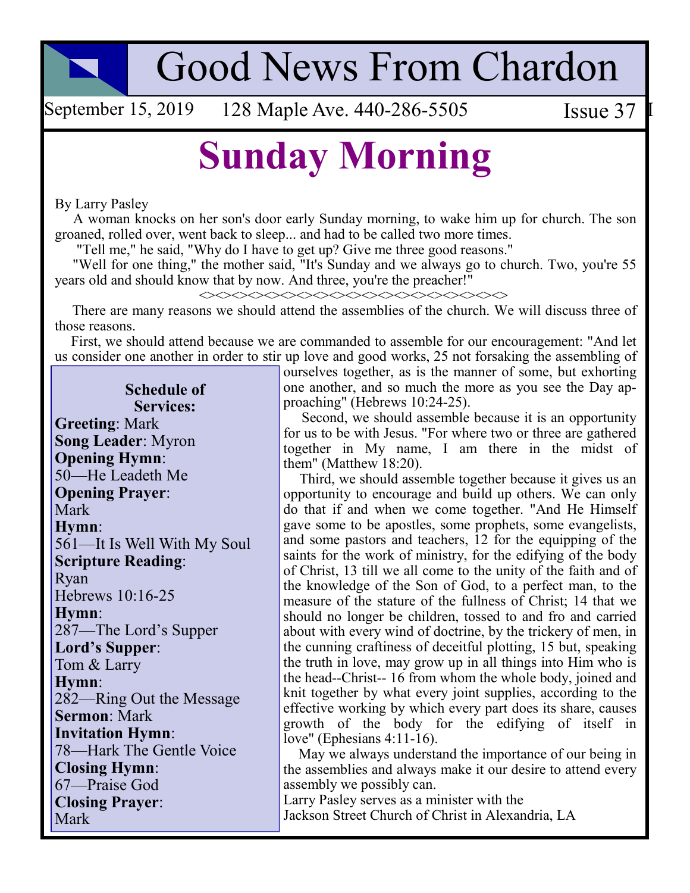# Good News From Chardon

September 15, 2019 128 Maple Ave. 440-286-5505 Issue 37

## Sunday Morning

By Larry Pasley

A woman knocks on her son's door early Sunday morning, to wake him up for church. The son groaned, rolled over, went back to sleep... and had to be called two more times.

"Tell me," he said, "Why do I have to get up? Give me three good reasons."

"Well for one thing," the mother said, "It's Sunday and we always go to church. Two, you're 55 years old and should know that by now. And three, you're the preacher!"

<><><><><><><><><><><><><><><><><><><><><><><><>

There are many reasons we should attend the assemblies of the church. We will discuss three of those reasons.

First, we should attend because we are commanded to assemble for our encouragement: "And let us consider one another in order to stir up love and good works, 25 not forsaking the assembling of ourselves together, as is the manner of some, but exhorting one another, and so much the more as you see the Day approaching" (Hebrews 10:24-25).

Second, we should assemble because it is an opportunity for us to be with Jesus. "For where two or three are gathered together in My name, I am there in the midst of them" (Matthew 18:20).

Third, we should assemble together because it gives us an opportunity to encourage and build up others. We can only do that if and when we come together. "And He Himself gave some to be apostles, some prophets, some evangelists, and some pastors and teachers, 12 for the equipping of the saints for the work of ministry, for the edifying of the body of Christ, 13 till we all come to the unity of the faith and of the knowledge of the Son of God, to a perfect man, to the measure of the stature of the fullness of Christ; 14 that we should no longer be children, tossed to and fro and carried about with every wind of doctrine, by the trickery of men, in the cunning craftiness of deceitful plotting, 15 but, speaking the truth in love, may grow up in all things into Him who is the head--Christ-- 16 from whom the whole body, joined and knit together by what every joint supplies, according to the effective working by which every part does its share, causes growth of the body for the edifying of itself in love" (Ephesians 4:11-16).

May we always understand the importance of our being in the assemblies and always make it our desire to attend every assembly we possibly can.

Larry Pasley serves as a minister with the
Jackson Street Church of Christ in Alexandria, LA

**Schedule of Services:**

**Greeting**: Mark
**Song Leader**: Myron
**Opening Hymn**:
50—He Leadeth Me
**Opening Prayer**:
Mark
**Hymn**:
561—It Is Well With My Soul
**Scripture Reading**:
Ryan
Hebrews 10:16-25
**Hymn**:
287—The Lord's Supper
**Lord's Supper**:
Tom & Larry
**Hymn**:
282—Ring Out the Message
**Sermon**: Mark
**Invitation Hymn**:
78—Hark The Gentle Voice
**Closing Hymn**:
67—Praise God
**Closing Prayer**:
Mark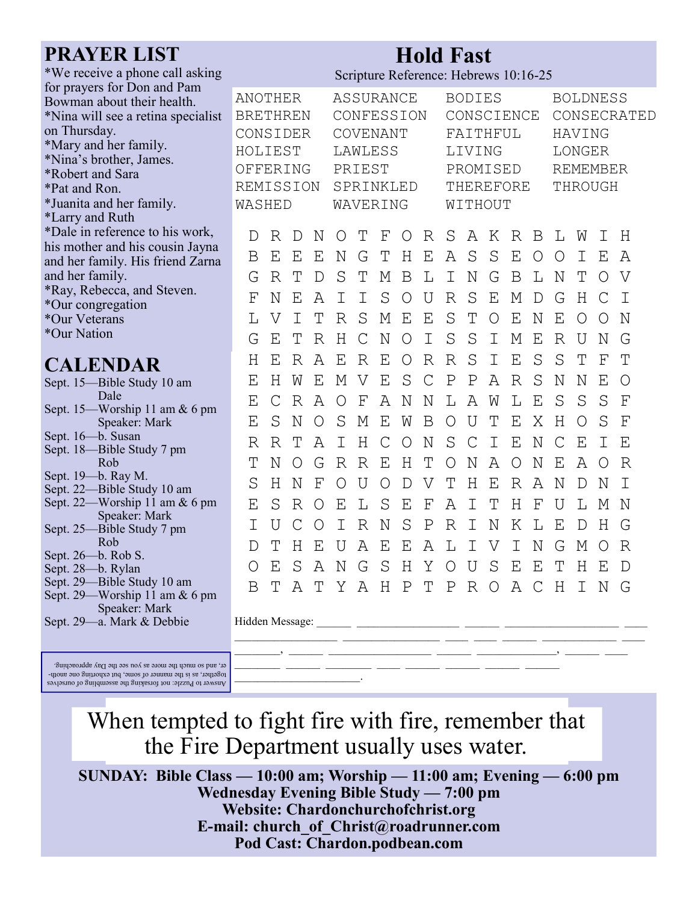## PRAYER LIST

*We receive a phone call asking for prayers for Don and Pam Bowman about their health.
*Nina will see a retina specialist on Thursday.
*Mary and her family.
*Nina's brother, James.
*Robert and Sara
*Pat and Ron.
*Juanita and her family.
*Larry and Ruth
*Dale in reference to his work, his mother and his cousin Jayna and her family. His friend Zarna and her family.
*Ray, Rebecca, and Steven.
*Our congregation
*Our Veterans
*Our Nation

## CALENDAR

Sept. 15—Bible Study 10 am Dale
Sept. 15—Worship 11 am & 6 pm Speaker: Mark
Sept. 16—b. Susan
Sept. 18—Bible Study 7 pm Rob
Sept. 19—b. Ray M.
Sept. 22—Bible Study 10 am
Sept. 22—Worship 11 am & 6 pm Speaker: Mark
Sept. 25—Bible Study 7 pm Rob
Sept. 26—b. Rob S.
Sept. 28—b. Rylan
Sept. 29—Bible Study 10 am
Sept. 29—Worship 11 am & 6 pm Speaker: Mark
Sept. 29—a. Mark & Debbie

Answer to Puzzle: not forsaking the assembling of ourselves together, as is the manner of some, but exhorting one another, and so much the more as you see the Day approaching.

## Hold Fast

Scripture Reference: Hebrews 10:16-25

| | | | |
|---|---|---|---|
| ANOTHER | ASSURANCE | BODIES | BOLDNESS |
| BRETHREN | CONFESSION | CONSCIENCE | CONSECRATED |
| CONSIDER | COVENANT | FAITHFUL | HAVING |
| HOLIEST | LAWLESS | LIVING | LONGER |
| OFFERING | PRIEST | PROMISED | REMEMBER |
| REMISSION | SPRINKLED | THEREFORE | THROUGH |
| WASHED | WAVERING | WITHOUT | |

```
D R D N O T F O R S A K R B L W I H
B E E E N G T H E A S S E O O I E A
G R T D S T M B L I N G B L N T O V
F N E A I I S O U R S E M D G H C I
L V I T R S M E E S T O E N E O O N
G E T R H C N O I S S I M E R U N G
H E R A E R E O R R S I E S S T F T
E H W E M V E S C P P A R S N N E O
E C R A O F A N N L A W L E S S S F
E S N O S M E W B O U T E X H O S F
R R T A I H C O N S C I E N C E I E
T N O G R R E H T O N A O N E A O R
S H N F O U O D V T H E R A N D N I
E S R O E L S E F A I T H F U L M N
I U C O I R N S P R I N K L E D H G
D T H E U A E E A L I V I N G M O R
O E S A N G S H Y O U S E E T H E D
B T A T Y A H P T P R O A C H I N G
```

Hidden Message: ______ ________________ ______ ___________________ ____ _________________ ________________ ____ ____ ______ _____________ ____ ________, ______ _________________ ______ _____________, ______ ____ ________ ______ ________ ____ ______ ______ ______ ______ _______________________.

When tempted to fight fire with fire, remember that the Fire Department usually uses water.

**SUNDAY: Bible Class — 10:00 am; Worship — 11:00 am; Evening — 6:00 pm**
**Wednesday Evening Bible Study — 7:00 pm**
**Website: Chardonchurchofchrist.org**
**E-mail: church_of_Christ@roadrunner.com**
**Pod Cast: Chardon.podbean.com**